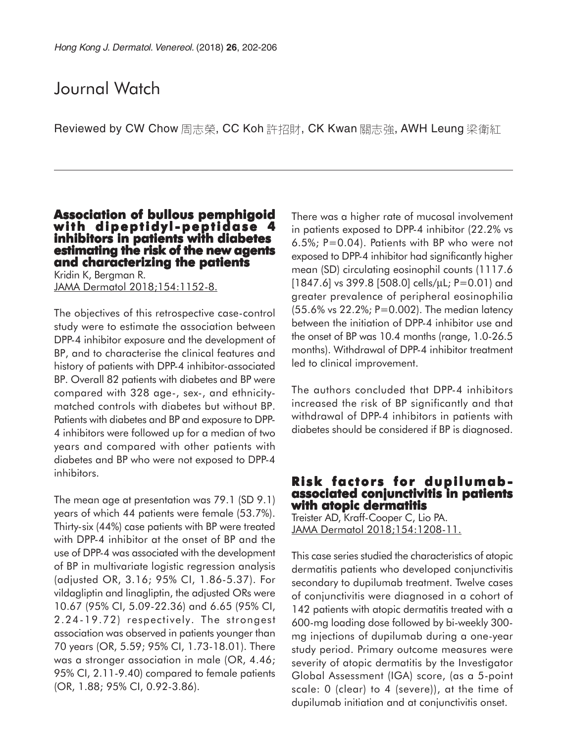# Journal Watch

Reviewed by CW Chow 周志榮, CC Koh 許招財, CK Kwan 關志強, AWH Leung 梁衛紅

## Association of bullous pemphigoid with dipeptidyl-peptidase 4 inhibitors in patients with diabetes estimating the risk of the new agents and characterizing the patients

Kridin K, Bergman R.
JAMA Dermatol 2018;154:1152-8.

The objectives of this retrospective case-control study were to estimate the association between DPP-4 inhibitor exposure and the development of BP, and to characterise the clinical features and history of patients with DPP-4 inhibitor-associated BP. Overall 82 patients with diabetes and BP were compared with 328 age-, sex-, and ethnicity-matched controls with diabetes but without BP. Patients with diabetes and BP and exposure to DPP-4 inhibitors were followed up for a median of two years and compared with other patients with diabetes and BP who were not exposed to DPP-4 inhibitors.

The mean age at presentation was 79.1 (SD 9.1) years of which 44 patients were female (53.7%). Thirty-six (44%) case patients with BP were treated with DPP-4 inhibitor at the onset of BP and the use of DPP-4 was associated with the development of BP in multivariate logistic regression analysis (adjusted OR, 3.16; 95% CI, 1.86-5.37). For vildagliptin and linagliptin, the adjusted ORs were 10.67 (95% CI, 5.09-22.36) and 6.65 (95% CI, 2.24-19.72) respectively. The strongest association was observed in patients younger than 70 years (OR, 5.59; 95% CI, 1.73-18.01). There was a stronger association in male (OR, 4.46; 95% CI, 2.11-9.40) compared to female patients (OR, 1.88; 95% CI, 0.92-3.86).

There was a higher rate of mucosal involvement in patients exposed to DPP-4 inhibitor (22.2% vs 6.5%; P=0.04). Patients with BP who were not exposed to DPP-4 inhibitor had significantly higher mean (SD) circulating eosinophil counts (1117.6 [1847.6] vs 399.8 [508.0] cells/μL; P=0.01) and greater prevalence of peripheral eosinophilia (55.6% vs 22.2%; P=0.002). The median latency between the initiation of DPP-4 inhibitor use and the onset of BP was 10.4 months (range, 1.0-26.5 months). Withdrawal of DPP-4 inhibitor treatment led to clinical improvement.

The authors concluded that DPP-4 inhibitors increased the risk of BP significantly and that withdrawal of DPP-4 inhibitors in patients with diabetes should be considered if BP is diagnosed.

## Risk factors for dupilumab-associated conjunctivitis in patients with atopic dermatitis

Treister AD, Kraff-Cooper C, Lio PA.
JAMA Dermatol 2018;154:1208-11.

This case series studied the characteristics of atopic dermatitis patients who developed conjunctivitis secondary to dupilumab treatment. Twelve cases of conjunctivitis were diagnosed in a cohort of 142 patients with atopic dermatitis treated with a 600-mg loading dose followed by bi-weekly 300-mg injections of dupilumab during a one-year study period. Primary outcome measures were severity of atopic dermatitis by the Investigator Global Assessment (IGA) score, (as a 5-point scale: 0 (clear) to 4 (severe)), at the time of dupilumab initiation and at conjunctivitis onset.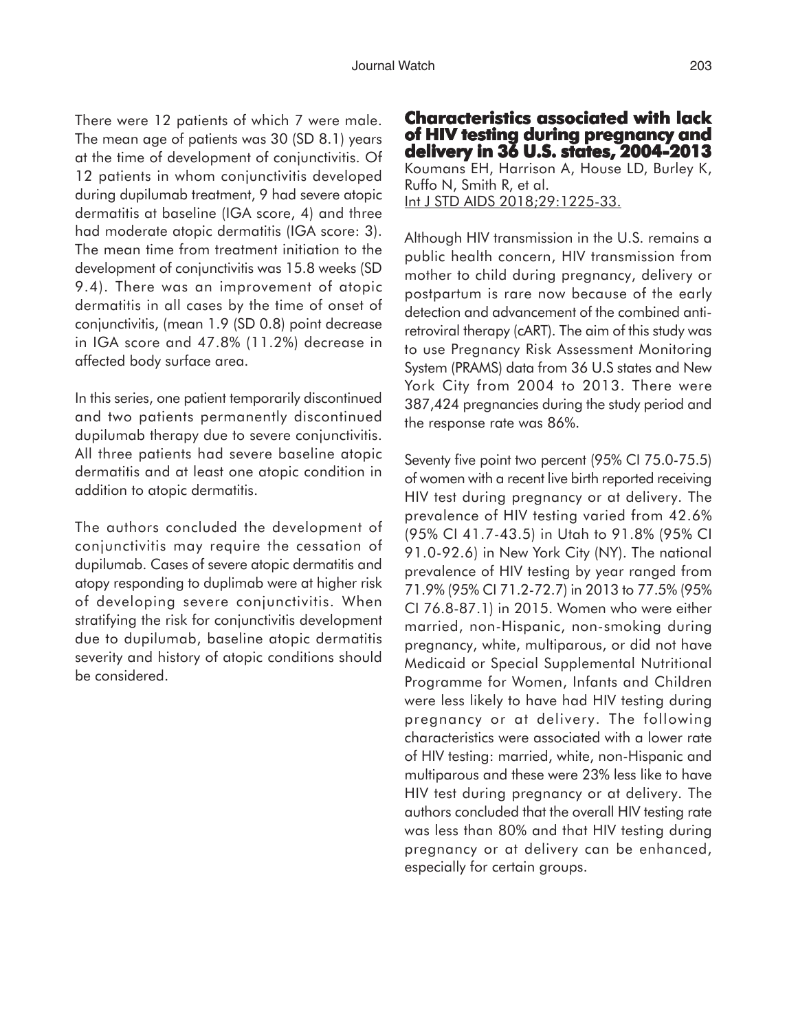There were 12 patients of which 7 were male. The mean age of patients was 30 (SD 8.1) years at the time of development of conjunctivitis. Of 12 patients in whom conjunctivitis developed during dupilumab treatment, 9 had severe atopic dermatitis at baseline (IGA score, 4) and three had moderate atopic dermatitis (IGA score: 3). The mean time from treatment initiation to the development of conjunctivitis was 15.8 weeks (SD 9.4). There was an improvement of atopic dermatitis in all cases by the time of onset of conjunctivitis, (mean 1.9 (SD 0.8) point decrease in IGA score and 47.8% (11.2%) decrease in affected body surface area.

In this series, one patient temporarily discontinued and two patients permanently discontinued dupilumab therapy due to severe conjunctivitis. All three patients had severe baseline atopic dermatitis and at least one atopic condition in addition to atopic dermatitis.

The authors concluded the development of conjunctivitis may require the cessation of dupilumab. Cases of severe atopic dermatitis and atopy responding to duplimab were at higher risk of developing severe conjunctivitis. When stratifying the risk for conjunctivitis development due to dupilumab, baseline atopic dermatitis severity and history of atopic conditions should be considered.

## Characteristics associated with lack of HIV testing during pregnancy and delivery in 36 U.S. states, 2004-2013

Koumans EH, Harrison A, House LD, Burley K, Ruffo N, Smith R, et al.
Int J STD AIDS 2018;29:1225-33.

Although HIV transmission in the U.S. remains a public health concern, HIV transmission from mother to child during pregnancy, delivery or postpartum is rare now because of the early detection and advancement of the combined anti-retroviral therapy (cART). The aim of this study was to use Pregnancy Risk Assessment Monitoring System (PRAMS) data from 36 U.S states and New York City from 2004 to 2013. There were 387,424 pregnancies during the study period and the response rate was 86%.

Seventy five point two percent (95% CI 75.0-75.5) of women with a recent live birth reported receiving HIV test during pregnancy or at delivery. The prevalence of HIV testing varied from 42.6% (95% CI 41.7-43.5) in Utah to 91.8% (95% CI 91.0-92.6) in New York City (NY). The national prevalence of HIV testing by year ranged from 71.9% (95% CI 71.2-72.7) in 2013 to 77.5% (95% CI 76.8-87.1) in 2015. Women who were either married, non-Hispanic, non-smoking during pregnancy, white, multiparous, or did not have Medicaid or Special Supplemental Nutritional Programme for Women, Infants and Children were less likely to have had HIV testing during pregnancy or at delivery. The following characteristics were associated with a lower rate of HIV testing: married, white, non-Hispanic and multiparous and these were 23% less like to have HIV test during pregnancy or at delivery. The authors concluded that the overall HIV testing rate was less than 80% and that HIV testing during pregnancy or at delivery can be enhanced, especially for certain groups.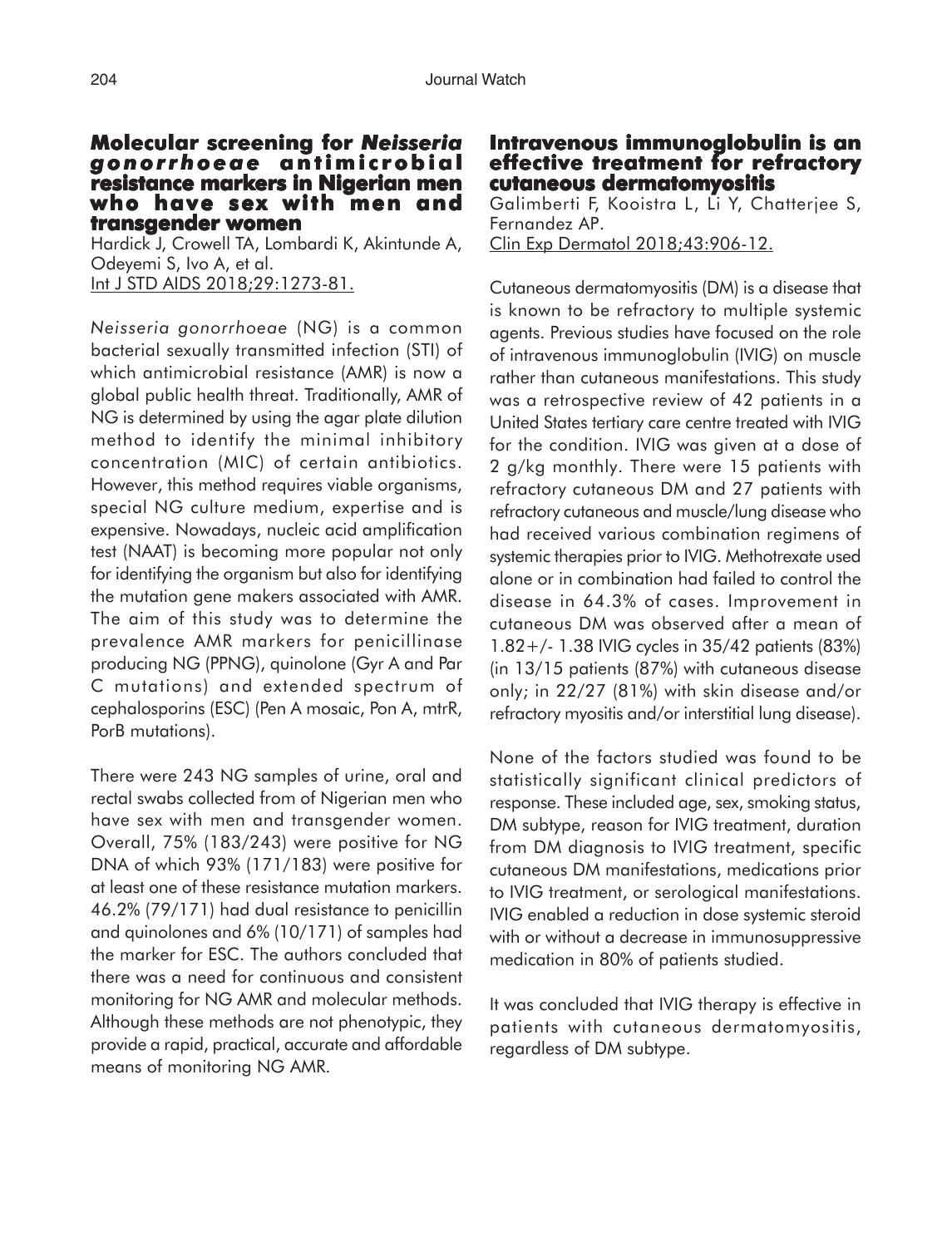## Molecular screening for *Neisseria gonorrhoeae* antimicrobial resistance markers in Nigerian men who have sex with men and transgender women

Hardick J, Crowell TA, Lombardi K, Akintunde A, Odeyemi S, Ivo A, et al.
Int J STD AIDS 2018;29:1273-81.

*Neisseria gonorrhoeae* (NG) is a common bacterial sexually transmitted infection (STI) of which antimicrobial resistance (AMR) is now a global public health threat. Traditionally, AMR of NG is determined by using the agar plate dilution method to identify the minimal inhibitory concentration (MIC) of certain antibiotics. However, this method requires viable organisms, special NG culture medium, expertise and is expensive. Nowadays, nucleic acid amplification test (NAAT) is becoming more popular not only for identifying the organism but also for identifying the mutation gene makers associated with AMR. The aim of this study was to determine the prevalence AMR markers for penicillinase producing NG (PPNG), quinolone (Gyr A and Par C mutations) and extended spectrum of cephalosporins (ESC) (Pen A mosaic, Pon A, mtrR, PorB mutations).

There were 243 NG samples of urine, oral and rectal swabs collected from of Nigerian men who have sex with men and transgender women. Overall, 75% (183/243) were positive for NG DNA of which 93% (171/183) were positive for at least one of these resistance mutation markers. 46.2% (79/171) had dual resistance to penicillin and quinolones and 6% (10/171) of samples had the marker for ESC. The authors concluded that there was a need for continuous and consistent monitoring for NG AMR and molecular methods. Although these methods are not phenotypic, they provide a rapid, practical, accurate and affordable means of monitoring NG AMR.

## Intravenous immunoglobulin is an effective treatment for refractory cutaneous dermatomyositis

Galimberti F, Kooistra L, Li Y, Chatterjee S, Fernandez AP.
Clin Exp Dermatol 2018;43:906-12.

Cutaneous dermatomyositis (DM) is a disease that is known to be refractory to multiple systemic agents. Previous studies have focused on the role of intravenous immunoglobulin (IVIG) on muscle rather than cutaneous manifestations. This study was a retrospective review of 42 patients in a United States tertiary care centre treated with IVIG for the condition. IVIG was given at a dose of 2 g/kg monthly. There were 15 patients with refractory cutaneous DM and 27 patients with refractory cutaneous and muscle/lung disease who had received various combination regimens of systemic therapies prior to IVIG. Methotrexate used alone or in combination had failed to control the disease in 64.3% of cases. Improvement in cutaneous DM was observed after a mean of 1.82+/- 1.38 IVIG cycles in 35/42 patients (83%) (in 13/15 patients (87%) with cutaneous disease only; in 22/27 (81%) with skin disease and/or refractory myositis and/or interstitial lung disease).

None of the factors studied was found to be statistically significant clinical predictors of response. These included age, sex, smoking status, DM subtype, reason for IVIG treatment, duration from DM diagnosis to IVIG treatment, specific cutaneous DM manifestations, medications prior to IVIG treatment, or serological manifestations. IVIG enabled a reduction in dose systemic steroid with or without a decrease in immunosuppressive medication in 80% of patients studied.

It was concluded that IVIG therapy is effective in patients with cutaneous dermatomyositis, regardless of DM subtype.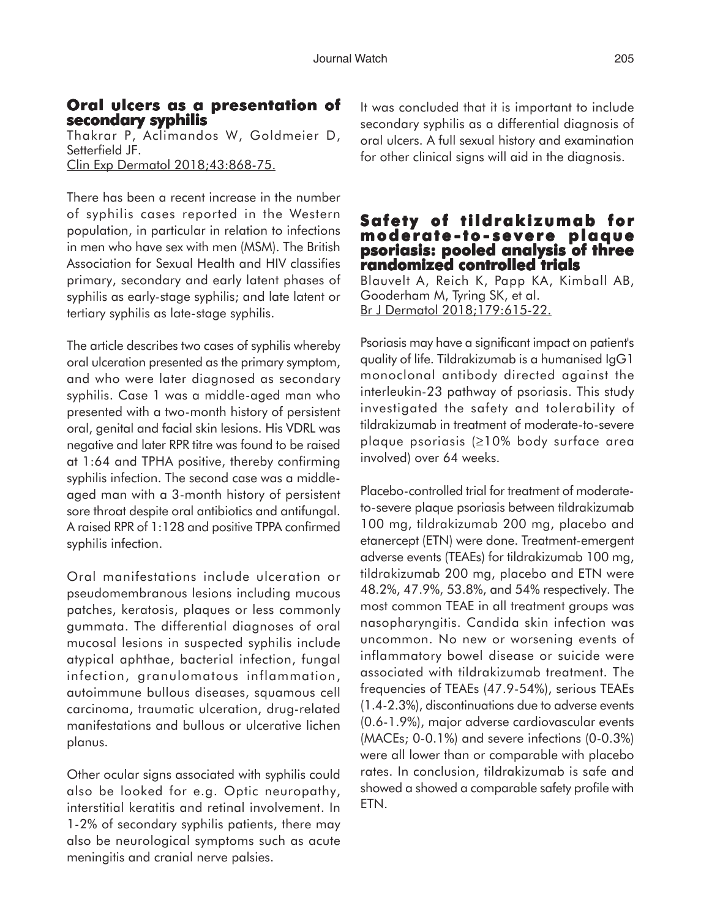## Oral ulcers as a presentation of secondary syphilis

Thakrar P, Aclimandos W, Goldmeier D, Setterfield JF.
Clin Exp Dermatol 2018;43:868-75.

There has been a recent increase in the number of syphilis cases reported in the Western population, in particular in relation to infections in men who have sex with men (MSM). The British Association for Sexual Health and HIV classifies primary, secondary and early latent phases of syphilis as early-stage syphilis; and late latent or tertiary syphilis as late-stage syphilis.

The article describes two cases of syphilis whereby oral ulceration presented as the primary symptom, and who were later diagnosed as secondary syphilis. Case 1 was a middle-aged man who presented with a two-month history of persistent oral, genital and facial skin lesions. His VDRL was negative and later RPR titre was found to be raised at 1:64 and TPHA positive, thereby confirming syphilis infection. The second case was a middle-aged man with a 3-month history of persistent sore throat despite oral antibiotics and antifungal. A raised RPR of 1:128 and positive TPPA confirmed syphilis infection.

Oral manifestations include ulceration or pseudomembranous lesions including mucous patches, keratosis, plaques or less commonly gummata. The differential diagnoses of oral mucosal lesions in suspected syphilis include atypical aphthae, bacterial infection, fungal infection, granulomatous inflammation, autoimmune bullous diseases, squamous cell carcinoma, traumatic ulceration, drug-related manifestations and bullous or ulcerative lichen planus.

Other ocular signs associated with syphilis could also be looked for e.g. Optic neuropathy, interstitial keratitis and retinal involvement. In 1-2% of secondary syphilis patients, there may also be neurological symptoms such as acute meningitis and cranial nerve palsies.

It was concluded that it is important to include secondary syphilis as a differential diagnosis of oral ulcers. A full sexual history and examination for other clinical signs will aid in the diagnosis.

## Safety of tildrakizumab for moderate-to-severe plaque psoriasis: pooled analysis of three randomized controlled trials

Blauvelt A, Reich K, Papp KA, Kimball AB, Gooderham M, Tyring SK, et al.
Br J Dermatol 2018;179:615-22.

Psoriasis may have a significant impact on patient's quality of life. Tildrakizumab is a humanised IgG1 monoclonal antibody directed against the interleukin-23 pathway of psoriasis. This study investigated the safety and tolerability of tildrakizumab in treatment of moderate-to-severe plaque psoriasis (≥10% body surface area involved) over 64 weeks.

Placebo-controlled trial for treatment of moderate-to-severe plaque psoriasis between tildrakizumab 100 mg, tildrakizumab 200 mg, placebo and etanercept (ETN) were done. Treatment-emergent adverse events (TEAEs) for tildrakizumab 100 mg, tildrakizumab 200 mg, placebo and ETN were 48.2%, 47.9%, 53.8%, and 54% respectively. The most common TEAE in all treatment groups was nasopharyngitis. Candida skin infection was uncommon. No new or worsening events of inflammatory bowel disease or suicide were associated with tildrakizumab treatment. The frequencies of TEAEs (47.9-54%), serious TEAEs (1.4-2.3%), discontinuations due to adverse events (0.6-1.9%), major adverse cardiovascular events (MACEs; 0-0.1%) and severe infections (0-0.3%) were all lower than or comparable with placebo rates. In conclusion, tildrakizumab is safe and showed a showed a comparable safety profile with ETN.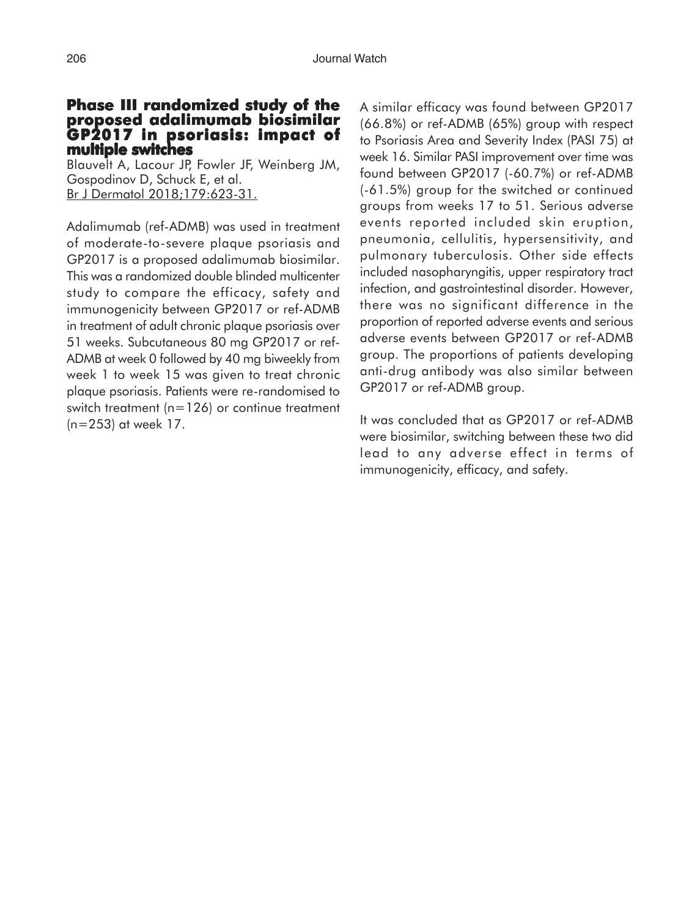## Phase III randomized study of the proposed adalimumab biosimilar GP2017 in psoriasis: impact of multiple switches

Blauvelt A, Lacour JP, Fowler JF, Weinberg JM, Gospodinov D, Schuck E, et al.
Br J Dermatol 2018;179:623-31.

Adalimumab (ref-ADMB) was used in treatment of moderate-to-severe plaque psoriasis and GP2017 is a proposed adalimumab biosimilar. This was a randomized double blinded multicenter study to compare the efficacy, safety and immunogenicity between GP2017 or ref-ADMB in treatment of adult chronic plaque psoriasis over 51 weeks. Subcutaneous 80 mg GP2017 or ref-ADMB at week 0 followed by 40 mg biweekly from week 1 to week 15 was given to treat chronic plaque psoriasis. Patients were re-randomised to switch treatment (n=126) or continue treatment (n=253) at week 17.

A similar efficacy was found between GP2017 (66.8%) or ref-ADMB (65%) group with respect to Psoriasis Area and Severity Index (PASI 75) at week 16. Similar PASI improvement over time was found between GP2017 (-60.7%) or ref-ADMB (-61.5%) group for the switched or continued groups from weeks 17 to 51. Serious adverse events reported included skin eruption, pneumonia, cellulitis, hypersensitivity, and pulmonary tuberculosis. Other side effects included nasopharyngitis, upper respiratory tract infection, and gastrointestinal disorder. However, there was no significant difference in the proportion of reported adverse events and serious adverse events between GP2017 or ref-ADMB group. The proportions of patients developing anti-drug antibody was also similar between GP2017 or ref-ADMB group.

It was concluded that as GP2017 or ref-ADMB were biosimilar, switching between these two did lead to any adverse effect in terms of immunogenicity, efficacy, and safety.